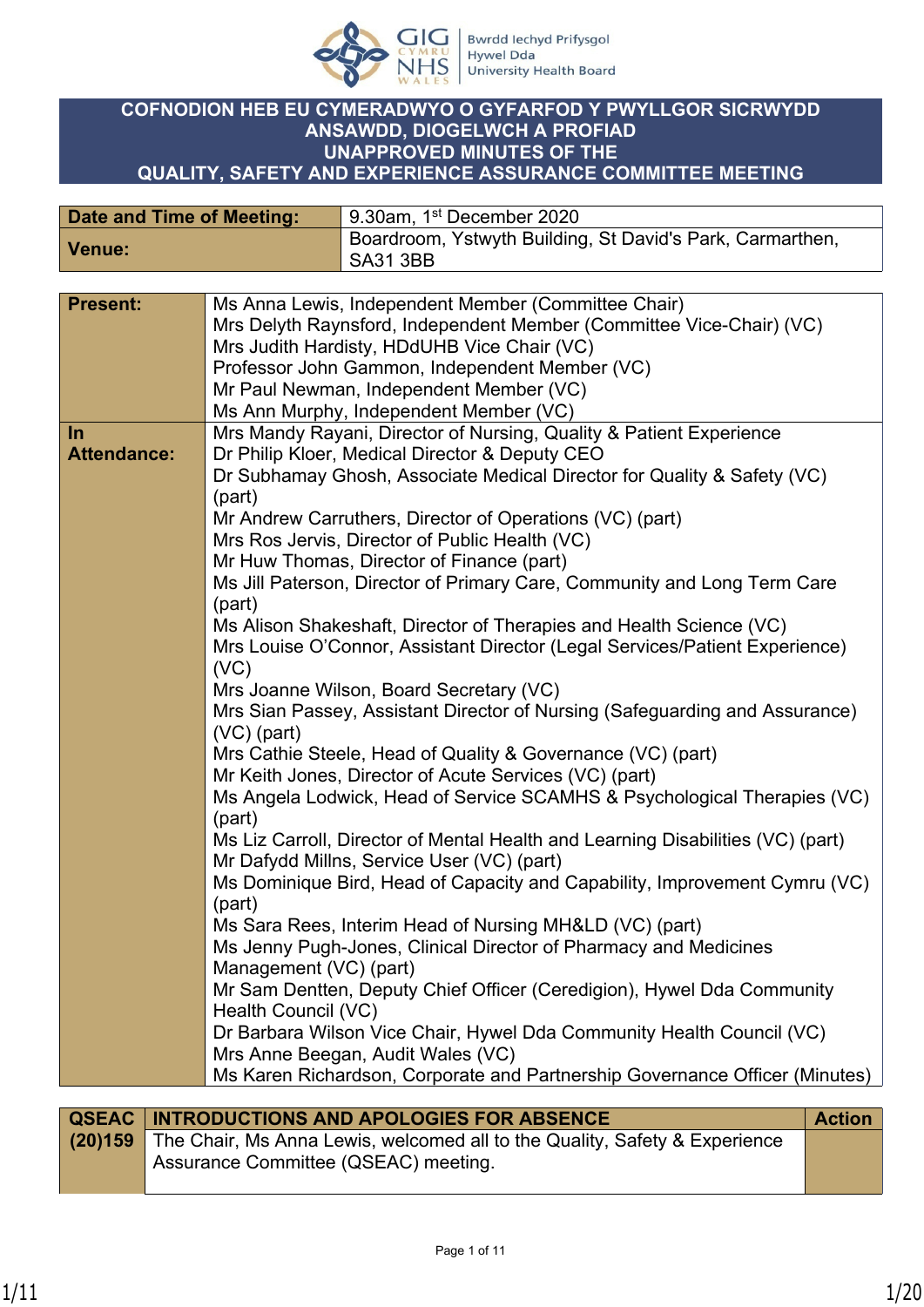# COFNODION HEB EU CYMERADWYO O GYFARFOD Y PWYLLGOR SICRWYDD ANSAWDD, DIOGELWCH A PROFIAD
# UNAPPROVED MINUTES OF THE QUALITY, SAFETY AND EXPERIENCE ASSURANCE COMMITTEE MEETING

| **Date and Time of Meeting:** | 9.30am, 1st December 2020 |
|---|---|
| **Venue:** | Boardroom, Ystwyth Building, St David's Park, Carmarthen, SA31 3BB |

| | |
|---|---|
| **Present:** | Ms Anna Lewis, Independent Member (Committee Chair)<br>Mrs Delyth Raynsford, Independent Member (Committee Vice-Chair) (VC)<br>Mrs Judith Hardisty, HDdUHB Vice Chair (VC)<br>Professor John Gammon, Independent Member (VC)<br>Mr Paul Newman, Independent Member (VC)<br>Ms Ann Murphy, Independent Member (VC) |
| **In Attendance:** | Mrs Mandy Rayani, Director of Nursing, Quality & Patient Experience<br>Dr Philip Kloer, Medical Director & Deputy CEO<br>Dr Subhamay Ghosh, Associate Medical Director for Quality & Safety (VC) (part)<br>Mr Andrew Carruthers, Director of Operations (VC) (part)<br>Mrs Ros Jervis, Director of Public Health (VC)<br>Mr Huw Thomas, Director of Finance (part)<br>Ms Jill Paterson, Director of Primary Care, Community and Long Term Care (part)<br>Ms Alison Shakeshaft, Director of Therapies and Health Science (VC)<br>Mrs Louise O'Connor, Assistant Director (Legal Services/Patient Experience) (VC)<br>Mrs Joanne Wilson, Board Secretary (VC)<br>Mrs Sian Passey, Assistant Director of Nursing (Safeguarding and Assurance) (VC) (part)<br>Mrs Cathie Steele, Head of Quality & Governance (VC) (part)<br>Mr Keith Jones, Director of Acute Services (VC) (part)<br>Ms Angela Lodwick, Head of Service SCAMHS & Psychological Therapies (VC) (part)<br>Ms Liz Carroll, Director of Mental Health and Learning Disabilities (VC) (part)<br>Mr Dafydd Millns, Service User (VC) (part)<br>Ms Dominique Bird, Head of Capacity and Capability, Improvement Cymru (VC) (part)<br>Ms Sara Rees, Interim Head of Nursing MH&LD (VC) (part)<br>Ms Jenny Pugh-Jones, Clinical Director of Pharmacy and Medicines Management (VC) (part)<br>Mr Sam Dentten, Deputy Chief Officer (Ceredigion), Hywel Dda Community Health Council (VC)<br>Dr Barbara Wilson Vice Chair, Hywel Dda Community Health Council (VC)<br>Mrs Anne Beegan, Audit Wales (VC)<br>Ms Karen Richardson, Corporate and Partnership Governance Officer (Minutes) |

| **QSEAC (20)159** | **INTRODUCTIONS AND APOLOGIES FOR ABSENCE** | **Action** |
|---|---|---|
| | The Chair, Ms Anna Lewis, welcomed all to the Quality, Safety & Experience Assurance Committee (QSEAC) meeting. | |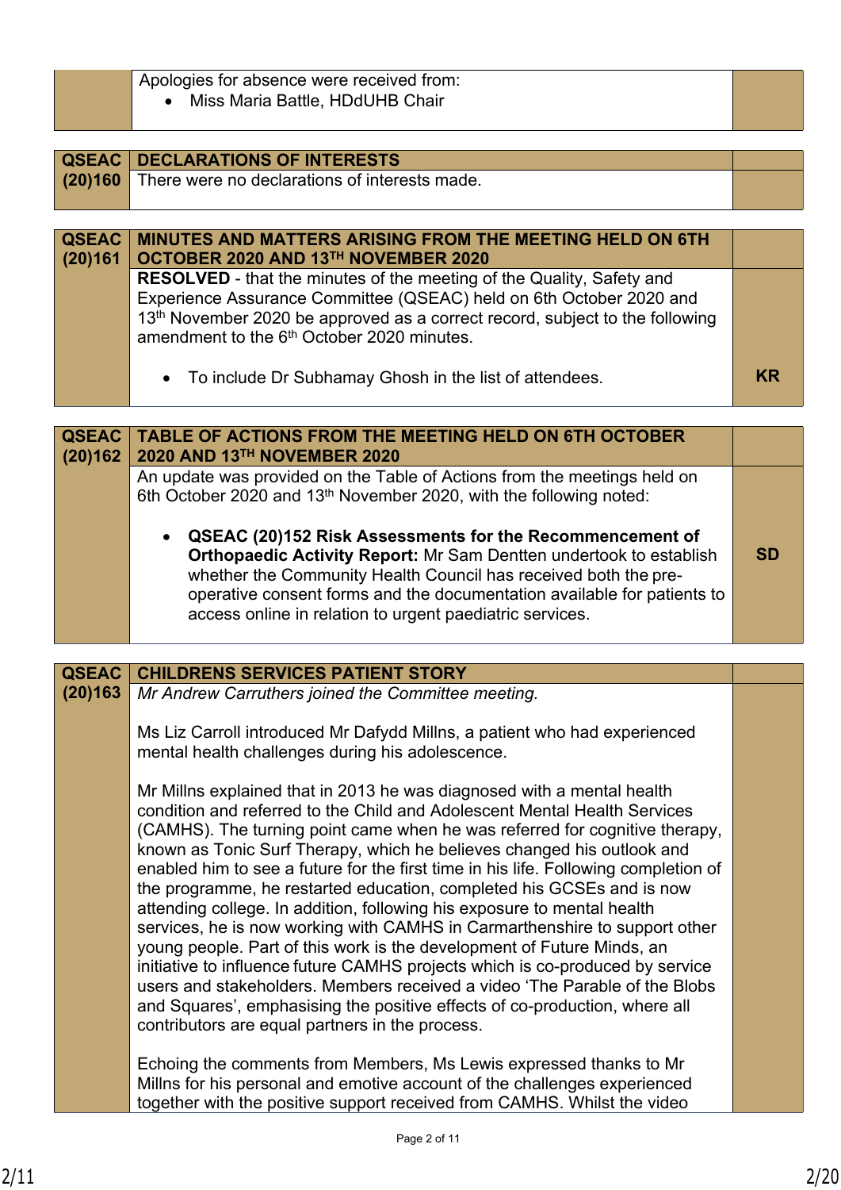| | | |
|---|---|---|
| | Apologies for absence were received from:<br>• Miss Maria Battle, HDdUHB Chair | |

| | | |
|---|---|---|
| **QSEAC (20)160** | **DECLARATIONS OF INTERESTS** | |
| | There were no declarations of interests made. | |

| | | |
|---|---|---|
| **QSEAC (20)161** | **MINUTES AND MATTERS ARISING FROM THE MEETING HELD ON 6TH OCTOBER 2020 AND 13TH NOVEMBER 2020** | |
| | **RESOLVED** - that the minutes of the meeting of the Quality, Safety and Experience Assurance Committee (QSEAC) held on 6th October 2020 and 13th November 2020 be approved as a correct record, subject to the following amendment to the 6th October 2020 minutes.<br><br>• To include Dr Subhamay Ghosh in the list of attendees. | **KR** |

| | | |
|---|---|---|
| **QSEAC (20)162** | **TABLE OF ACTIONS FROM THE MEETING HELD ON 6TH OCTOBER 2020 AND 13TH NOVEMBER 2020** | |
| | An update was provided on the Table of Actions from the meetings held on 6th October 2020 and 13th November 2020, with the following noted:<br><br>• **QSEAC (20)152 Risk Assessments for the Recommencement of Orthopaedic Activity Report:** Mr Sam Dentten undertook to establish whether the Community Health Council has received both the pre-operative consent forms and the documentation available for patients to access online in relation to urgent paediatric services. | **SD** |

| | | |
|---|---|---|
| **QSEAC (20)163** | **CHILDRENS SERVICES PATIENT STORY** | |
| | *Mr Andrew Carruthers joined the Committee meeting.*<br><br>Ms Liz Carroll introduced Mr Dafydd Millns, a patient who had experienced mental health challenges during his adolescence.<br><br>Mr Millns explained that in 2013 he was diagnosed with a mental health condition and referred to the Child and Adolescent Mental Health Services (CAMHS). The turning point came when he was referred for cognitive therapy, known as Tonic Surf Therapy, which he believes changed his outlook and enabled him to see a future for the first time in his life. Following completion of the programme, he restarted education, completed his GCSEs and is now attending college. In addition, following his exposure to mental health services, he is now working with CAMHS in Carmarthenshire to support other young people. Part of this work is the development of Future Minds, an initiative to influence future CAMHS projects which is co-produced by service users and stakeholders. Members received a video 'The Parable of the Blobs and Squares', emphasising the positive effects of co-production, where all contributors are equal partners in the process.<br><br>Echoing the comments from Members, Ms Lewis expressed thanks to Mr Millns for his personal and emotive account of the challenges experienced together with the positive support received from CAMHS. Whilst the video | |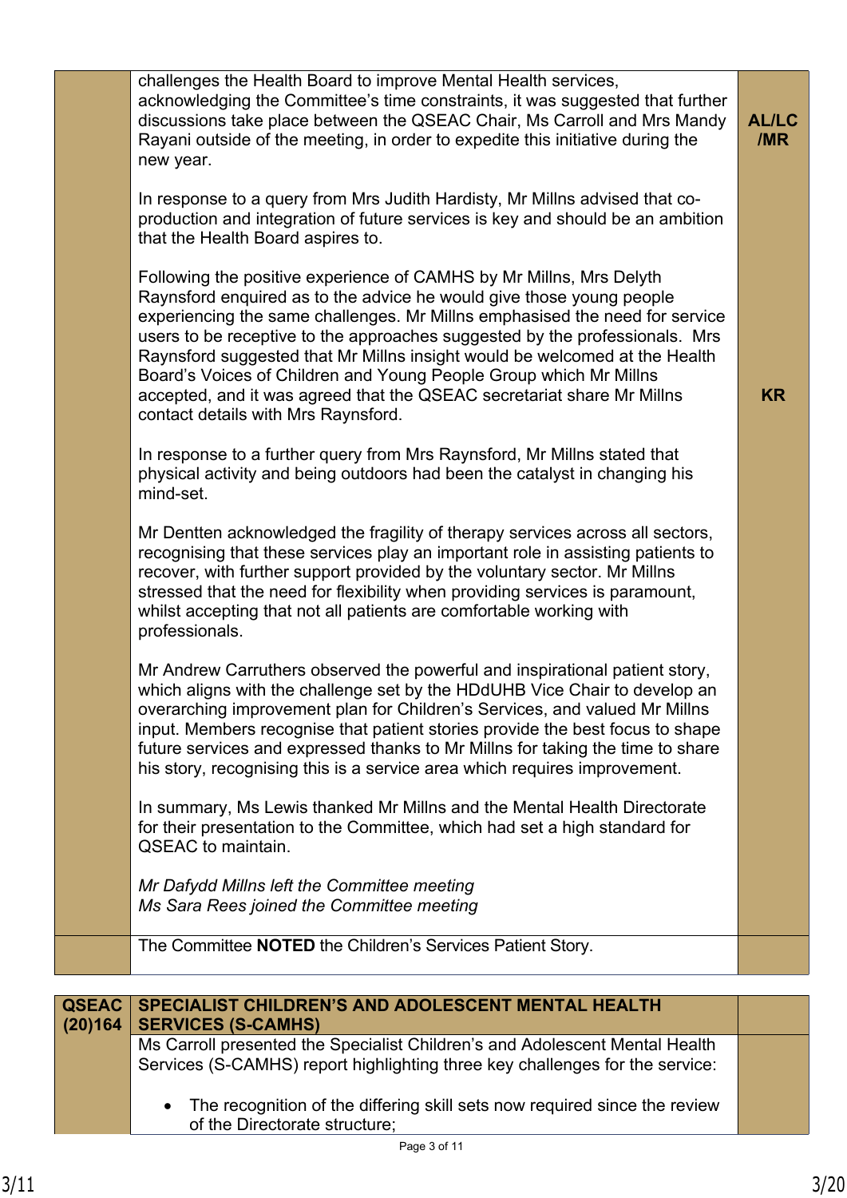| | | |
|---|---|---|
| | challenges the Health Board to improve Mental Health services, acknowledging the Committee's time constraints, it was suggested that further discussions take place between the QSEAC Chair, Ms Carroll and Mrs Mandy Rayani outside of the meeting, in order to expedite this initiative during the new year.<br><br>In response to a query from Mrs Judith Hardisty, Mr Millns advised that co-production and integration of future services is key and should be an ambition that the Health Board aspires to.<br><br>Following the positive experience of CAMHS by Mr Millns, Mrs Delyth Raynsford enquired as to the advice he would give those young people experiencing the same challenges. Mr Millns emphasised the need for service users to be receptive to the approaches suggested by the professionals. Mrs Raynsford suggested that Mr Millns insight would be welcomed at the Health Board's Voices of Children and Young People Group which Mr Millns accepted, and it was agreed that the QSEAC secretariat share Mr Millns contact details with Mrs Raynsford.<br><br>In response to a further query from Mrs Raynsford, Mr Millns stated that physical activity and being outdoors had been the catalyst in changing his mind-set.<br><br>Mr Dentten acknowledged the fragility of therapy services across all sectors, recognising that these services play an important role in assisting patients to recover, with further support provided by the voluntary sector. Mr Millns stressed that the need for flexibility when providing services is paramount, whilst accepting that not all patients are comfortable working with professionals.<br><br>Mr Andrew Carruthers observed the powerful and inspirational patient story, which aligns with the challenge set by the HDdUHB Vice Chair to develop an overarching improvement plan for Children's Services, and valued Mr Millns input. Members recognise that patient stories provide the best focus to shape future services and expressed thanks to Mr Millns for taking the time to share his story, recognising this is a service area which requires improvement.<br><br>In summary, Ms Lewis thanked Mr Millns and the Mental Health Directorate for their presentation to the Committee, which had set a high standard for QSEAC to maintain.<br><br>*Mr Dafydd Millns left the Committee meeting*<br>*Ms Sara Rees joined the Committee meeting* | AL/LC/MR<br><br><br><br><br><br>KR |
| | The Committee **NOTED** the Children's Services Patient Story. | |

| | | |
|---|---|---|
| **QSEAC (20)164** | **SPECIALIST CHILDREN'S AND ADOLESCENT MENTAL HEALTH SERVICES (S-CAMHS)** | |
| | Ms Carroll presented the Specialist Children's and Adolescent Mental Health Services (S-CAMHS) report highlighting three key challenges for the service:<br><br>• The recognition of the differing skill sets now required since the review of the Directorate structure; | |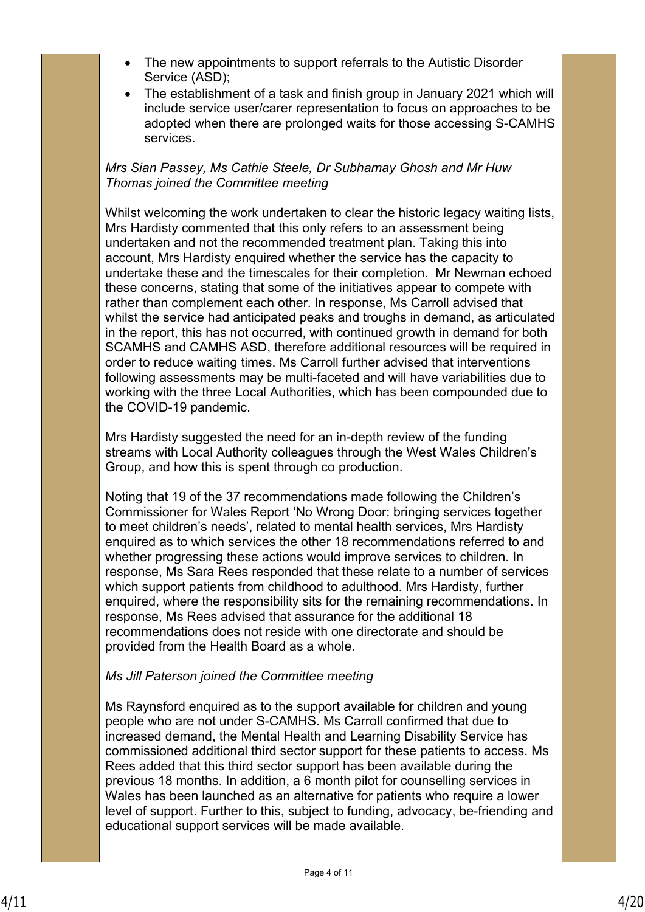- The new appointments to support referrals to the Autistic Disorder Service (ASD);
- The establishment of a task and finish group in January 2021 which will include service user/carer representation to focus on approaches to be adopted when there are prolonged waits for those accessing S-CAMHS services.

*Mrs Sian Passey, Ms Cathie Steele, Dr Subhamay Ghosh and Mr Huw Thomas joined the Committee meeting*

Whilst welcoming the work undertaken to clear the historic legacy waiting lists, Mrs Hardisty commented that this only refers to an assessment being undertaken and not the recommended treatment plan. Taking this into account, Mrs Hardisty enquired whether the service has the capacity to undertake these and the timescales for their completion. Mr Newman echoed these concerns, stating that some of the initiatives appear to compete with rather than complement each other. In response, Ms Carroll advised that whilst the service had anticipated peaks and troughs in demand, as articulated in the report, this has not occurred, with continued growth in demand for both SCAMHS and CAMHS ASD, therefore additional resources will be required in order to reduce waiting times. Ms Carroll further advised that interventions following assessments may be multi-faceted and will have variabilities due to working with the three Local Authorities, which has been compounded due to the COVID-19 pandemic.

Mrs Hardisty suggested the need for an in-depth review of the funding streams with Local Authority colleagues through the West Wales Children's Group, and how this is spent through co production.

Noting that 19 of the 37 recommendations made following the Children's Commissioner for Wales Report 'No Wrong Door: bringing services together to meet children's needs', related to mental health services, Mrs Hardisty enquired as to which services the other 18 recommendations referred to and whether progressing these actions would improve services to children. In response, Ms Sara Rees responded that these relate to a number of services which support patients from childhood to adulthood. Mrs Hardisty, further enquired, where the responsibility sits for the remaining recommendations. In response, Ms Rees advised that assurance for the additional 18 recommendations does not reside with one directorate and should be provided from the Health Board as a whole.

*Ms Jill Paterson joined the Committee meeting*

Ms Raynsford enquired as to the support available for children and young people who are not under S-CAMHS. Ms Carroll confirmed that due to increased demand, the Mental Health and Learning Disability Service has commissioned additional third sector support for these patients to access. Ms Rees added that this third sector support has been available during the previous 18 months. In addition, a 6 month pilot for counselling services in Wales has been launched as an alternative for patients who require a lower level of support. Further to this, subject to funding, advocacy, be-friending and educational support services will be made available.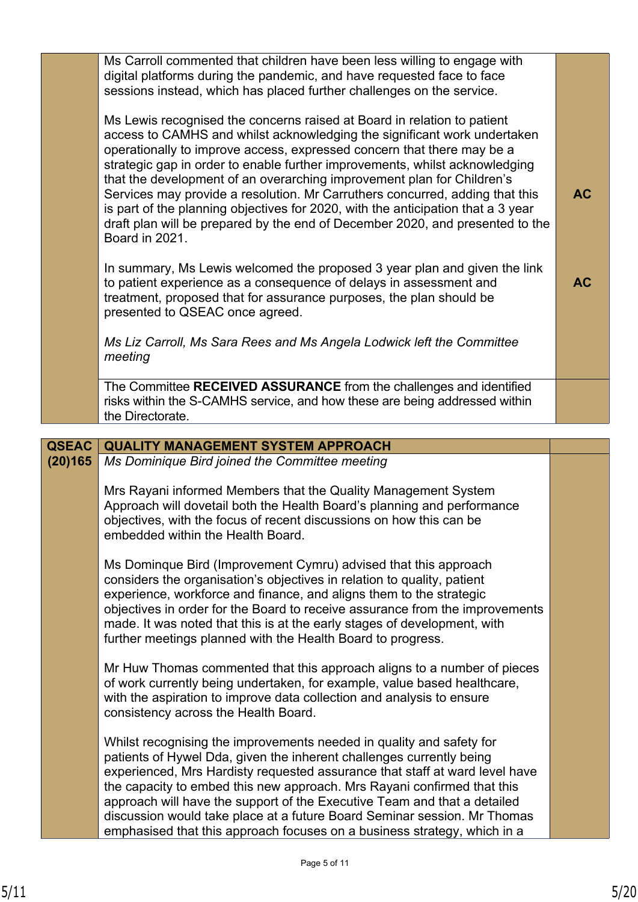| | | |
|---|---|---|
| | Ms Carroll commented that children have been less willing to engage with digital platforms during the pandemic, and have requested face to face sessions instead, which has placed further challenges on the service.<br><br>Ms Lewis recognised the concerns raised at Board in relation to patient access to CAMHS and whilst acknowledging the significant work undertaken operationally to improve access, expressed concern that there may be a strategic gap in order to enable further improvements, whilst acknowledging that the development of an overarching improvement plan for Children's Services may provide a resolution. Mr Carruthers concurred, adding that this is part of the planning objectives for 2020, with the anticipation that a 3 year draft plan will be prepared by the end of December 2020, and presented to the Board in 2021.<br><br>In summary, Ms Lewis welcomed the proposed 3 year plan and given the link to patient experience as a consequence of delays in assessment and treatment, proposed that for assurance purposes, the plan should be presented to QSEAC once agreed.<br><br>*Ms Liz Carroll, Ms Sara Rees and Ms Angela Lodwick left the Committee meeting* | **AC**<br><br>**AC** |
| | The Committee **RECEIVED ASSURANCE** from the challenges and identified risks within the S-CAMHS service, and how these are being addressed within the Directorate. | |

| **QSEAC (20)165** | **QUALITY MANAGEMENT SYSTEM APPROACH** | |
|---|---|---|
| | *Ms Dominique Bird joined the Committee meeting*<br><br>Mrs Rayani informed Members that the Quality Management System Approach will dovetail both the Health Board's planning and performance objectives, with the focus of recent discussions on how this can be embedded within the Health Board.<br><br>Ms Dominque Bird (Improvement Cymru) advised that this approach considers the organisation's objectives in relation to quality, patient experience, workforce and finance, and aligns them to the strategic objectives in order for the Board to receive assurance from the improvements made. It was noted that this is at the early stages of development, with further meetings planned with the Health Board to progress.<br><br>Mr Huw Thomas commented that this approach aligns to a number of pieces of work currently being undertaken, for example, value based healthcare, with the aspiration to improve data collection and analysis to ensure consistency across the Health Board.<br><br>Whilst recognising the improvements needed in quality and safety for patients of Hywel Dda, given the inherent challenges currently being experienced, Mrs Hardisty requested assurance that staff at ward level have the capacity to embed this new approach. Mrs Rayani confirmed that this approach will have the support of the Executive Team and that a detailed discussion would take place at a future Board Seminar session. Mr Thomas emphasised that this approach focuses on a business strategy, which in a | |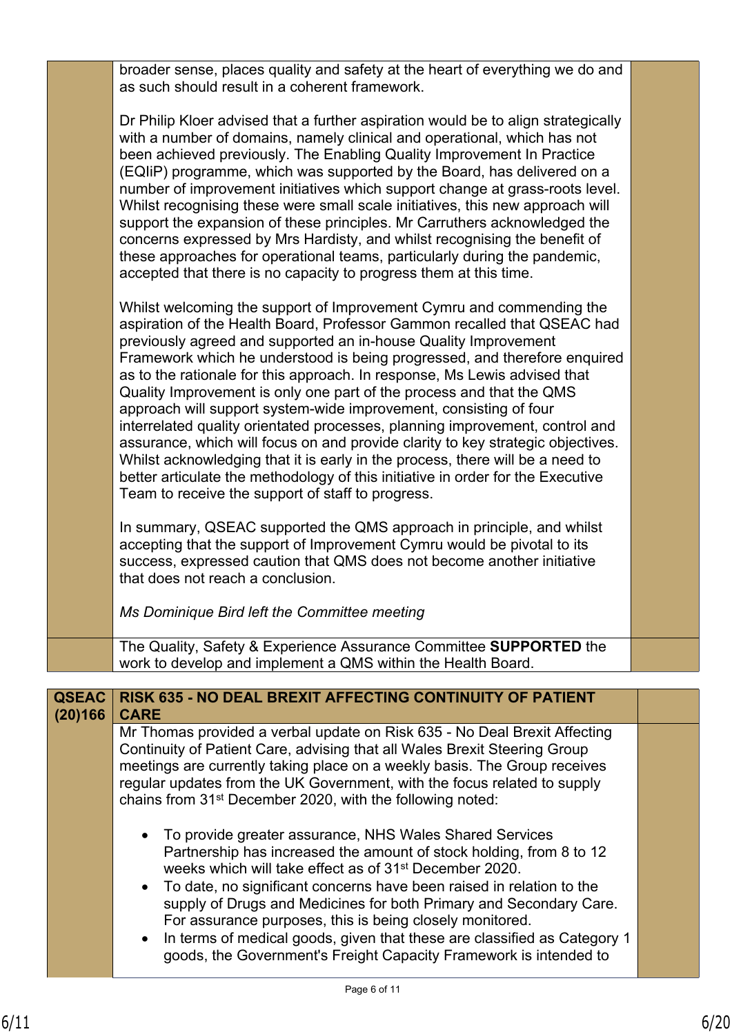broader sense, places quality and safety at the heart of everything we do and as such should result in a coherent framework.

Dr Philip Kloer advised that a further aspiration would be to align strategically with a number of domains, namely clinical and operational, which has not been achieved previously. The Enabling Quality Improvement In Practice (EQIiP) programme, which was supported by the Board, has delivered on a number of improvement initiatives which support change at grass-roots level. Whilst recognising these were small scale initiatives, this new approach will support the expansion of these principles. Mr Carruthers acknowledged the concerns expressed by Mrs Hardisty, and whilst recognising the benefit of these approaches for operational teams, particularly during the pandemic, accepted that there is no capacity to progress them at this time.

Whilst welcoming the support of Improvement Cymru and commending the aspiration of the Health Board, Professor Gammon recalled that QSEAC had previously agreed and supported an in-house Quality Improvement Framework which he understood is being progressed, and therefore enquired as to the rationale for this approach. In response, Ms Lewis advised that Quality Improvement is only one part of the process and that the QMS approach will support system-wide improvement, consisting of four interrelated quality orientated processes, planning improvement, control and assurance, which will focus on and provide clarity to key strategic objectives. Whilst acknowledging that it is early in the process, there will be a need to better articulate the methodology of this initiative in order for the Executive Team to receive the support of staff to progress.

In summary, QSEAC supported the QMS approach in principle, and whilst accepting that the support of Improvement Cymru would be pivotal to its success, expressed caution that QMS does not become another initiative that does not reach a conclusion.

*Ms Dominique Bird left the Committee meeting*

The Quality, Safety & Experience Assurance Committee **SUPPORTED** the work to develop and implement a QMS within the Health Board.

**QSEAC (20)166** | **RISK 635 - NO DEAL BREXIT AFFECTING CONTINUITY OF PATIENT CARE**

Mr Thomas provided a verbal update on Risk 635 - No Deal Brexit Affecting Continuity of Patient Care, advising that all Wales Brexit Steering Group meetings are currently taking place on a weekly basis. The Group receives regular updates from the UK Government, with the focus related to supply chains from 31st December 2020, with the following noted:

- To provide greater assurance, NHS Wales Shared Services Partnership has increased the amount of stock holding, from 8 to 12 weeks which will take effect as of 31st December 2020.
- To date, no significant concerns have been raised in relation to the supply of Drugs and Medicines for both Primary and Secondary Care. For assurance purposes, this is being closely monitored.
- In terms of medical goods, given that these are classified as Category 1 goods, the Government's Freight Capacity Framework is intended to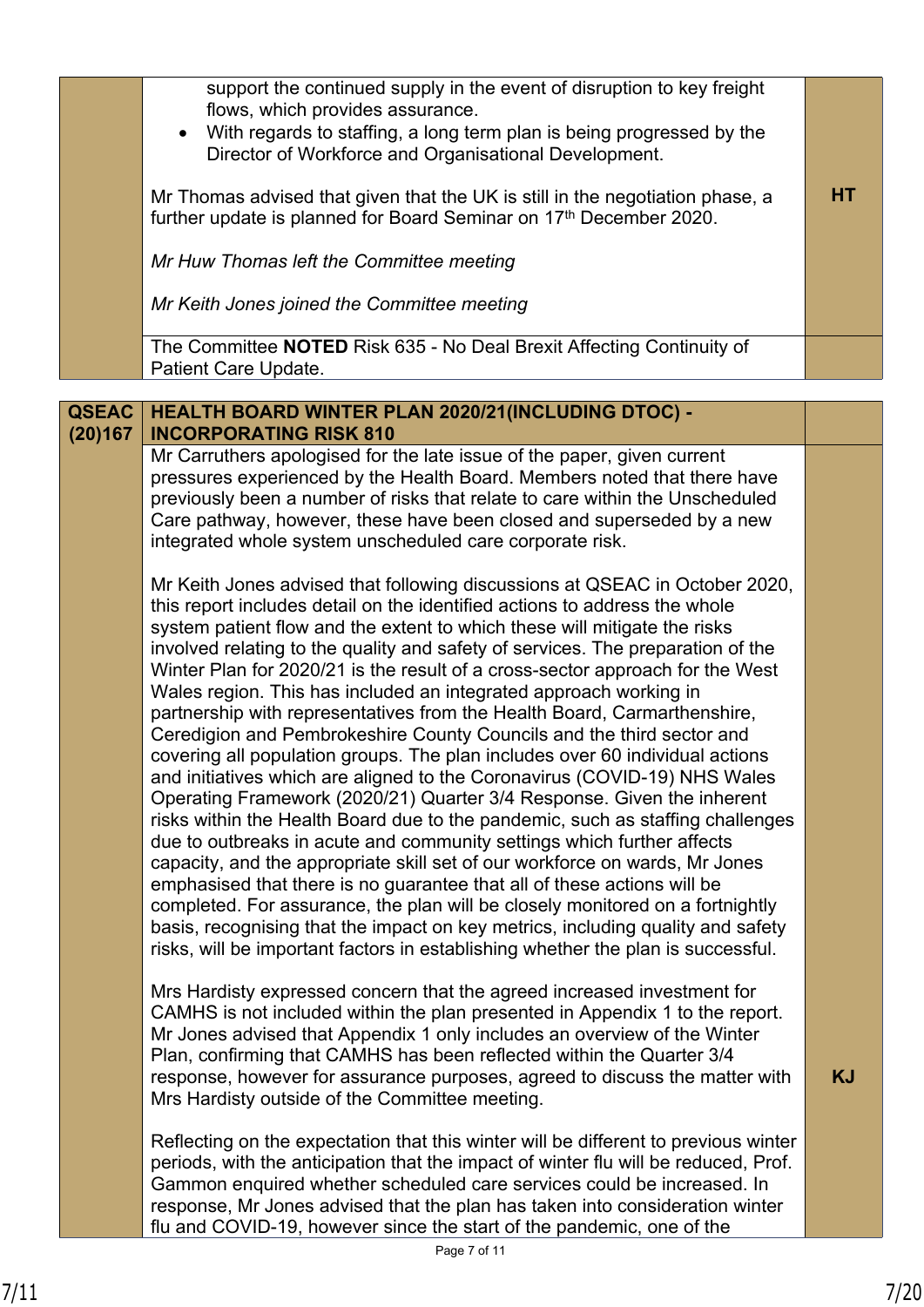| | | |
|---|---|---|
| | support the continued supply in the event of disruption to key freight flows, which provides assurance.<br>• With regards to staffing, a long term plan is being progressed by the Director of Workforce and Organisational Development.<br><br>Mr Thomas advised that given that the UK is still in the negotiation phase, a further update is planned for Board Seminar on 17th December 2020.<br><br>*Mr Huw Thomas left the Committee meeting*<br><br>*Mr Keith Jones joined the Committee meeting* | **HT** |
| | The Committee **NOTED** Risk 635 - No Deal Brexit Affecting Continuity of Patient Care Update. | |

| | | |
|---|---|---|
| **QSEAC (20)167** | **HEALTH BOARD WINTER PLAN 2020/21(INCLUDING DTOC) - INCORPORATING RISK 810** | |
| | Mr Carruthers apologised for the late issue of the paper, given current pressures experienced by the Health Board. Members noted that there have previously been a number of risks that relate to care within the Unscheduled Care pathway, however, these have been closed and superseded by a new integrated whole system unscheduled care corporate risk.<br><br>Mr Keith Jones advised that following discussions at QSEAC in October 2020, this report includes detail on the identified actions to address the whole system patient flow and the extent to which these will mitigate the risks involved relating to the quality and safety of services. The preparation of the Winter Plan for 2020/21 is the result of a cross-sector approach for the West Wales region. This has included an integrated approach working in partnership with representatives from the Health Board, Carmarthenshire, Ceredigion and Pembrokeshire County Councils and the third sector and covering all population groups. The plan includes over 60 individual actions and initiatives which are aligned to the Coronavirus (COVID-19) NHS Wales Operating Framework (2020/21) Quarter 3/4 Response. Given the inherent risks within the Health Board due to the pandemic, such as staffing challenges due to outbreaks in acute and community settings which further affects capacity, and the appropriate skill set of our workforce on wards, Mr Jones emphasised that there is no guarantee that all of these actions will be completed. For assurance, the plan will be closely monitored on a fortnightly basis, recognising that the impact on key metrics, including quality and safety risks, will be important factors in establishing whether the plan is successful.<br><br>Mrs Hardisty expressed concern that the agreed increased investment for CAMHS is not included within the plan presented in Appendix 1 to the report. Mr Jones advised that Appendix 1 only includes an overview of the Winter Plan, confirming that CAMHS has been reflected within the Quarter 3/4 response, however for assurance purposes, agreed to discuss the matter with Mrs Hardisty outside of the Committee meeting.<br><br>Reflecting on the expectation that this winter will be different to previous winter periods, with the anticipation that the impact of winter flu will be reduced, Prof. Gammon enquired whether scheduled care services could be increased. In response, Mr Jones advised that the plan has taken into consideration winter flu and COVID-19, however since the start of the pandemic, one of the | **KJ** |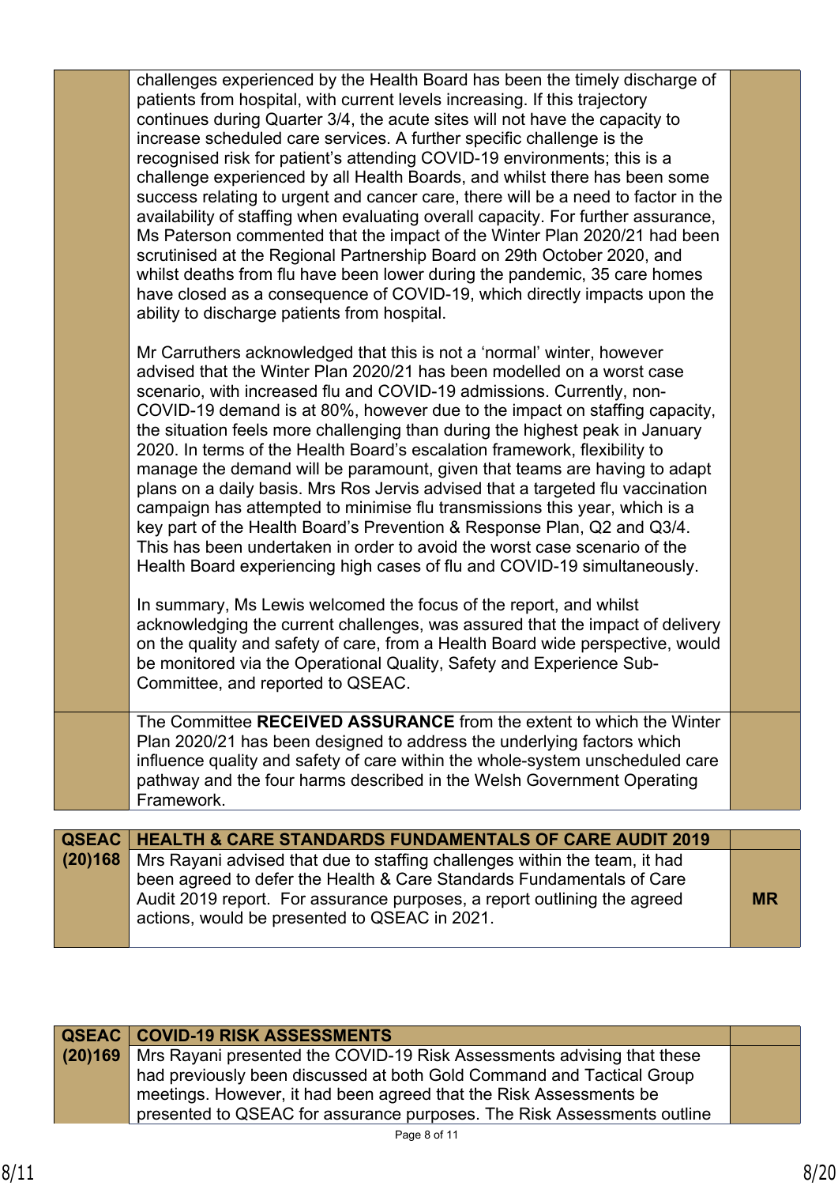| | | |
|---|---|---|
| | challenges experienced by the Health Board has been the timely discharge of patients from hospital, with current levels increasing. If this trajectory continues during Quarter 3/4, the acute sites will not have the capacity to increase scheduled care services. A further specific challenge is the recognised risk for patient's attending COVID-19 environments; this is a challenge experienced by all Health Boards, and whilst there has been some success relating to urgent and cancer care, there will be a need to factor in the availability of staffing when evaluating overall capacity. For further assurance, Ms Paterson commented that the impact of the Winter Plan 2020/21 had been scrutinised at the Regional Partnership Board on 29th October 2020, and whilst deaths from flu have been lower during the pandemic, 35 care homes have closed as a consequence of COVID-19, which directly impacts upon the ability to discharge patients from hospital.<br><br>Mr Carruthers acknowledged that this is not a 'normal' winter, however advised that the Winter Plan 2020/21 has been modelled on a worst case scenario, with increased flu and COVID-19 admissions. Currently, non-COVID-19 demand is at 80%, however due to the impact on staffing capacity, the situation feels more challenging than during the highest peak in January 2020. In terms of the Health Board's escalation framework, flexibility to manage the demand will be paramount, given that teams are having to adapt plans on a daily basis. Mrs Ros Jervis advised that a targeted flu vaccination campaign has attempted to minimise flu transmissions this year, which is a key part of the Health Board's Prevention & Response Plan, Q2 and Q3/4. This has been undertaken in order to avoid the worst case scenario of the Health Board experiencing high cases of flu and COVID-19 simultaneously.<br><br>In summary, Ms Lewis welcomed the focus of the report, and whilst acknowledging the current challenges, was assured that the impact of delivery on the quality and safety of care, from a Health Board wide perspective, would be monitored via the Operational Quality, Safety and Experience Sub-Committee, and reported to QSEAC. | |
| | The Committee **RECEIVED ASSURANCE** from the extent to which the Winter Plan 2020/21 has been designed to address the underlying factors which influence quality and safety of care within the whole-system unscheduled care pathway and the four harms described in the Welsh Government Operating Framework. | |

| | | |
|---|---|---|
| **QSEAC (20)168** | **HEALTH & CARE STANDARDS FUNDAMENTALS OF CARE AUDIT 2019** | |
| | Mrs Rayani advised that due to staffing challenges within the team, it had been agreed to defer the Health & Care Standards Fundamentals of Care Audit 2019 report. For assurance purposes, a report outlining the agreed actions, would be presented to QSEAC in 2021. | **MR** |

| | | |
|---|---|---|
| **QSEAC (20)169** | **COVID-19 RISK ASSESSMENTS** | |
| | Mrs Rayani presented the COVID-19 Risk Assessments advising that these had previously been discussed at both Gold Command and Tactical Group meetings. However, it had been agreed that the Risk Assessments be presented to QSEAC for assurance purposes. The Risk Assessments outline | |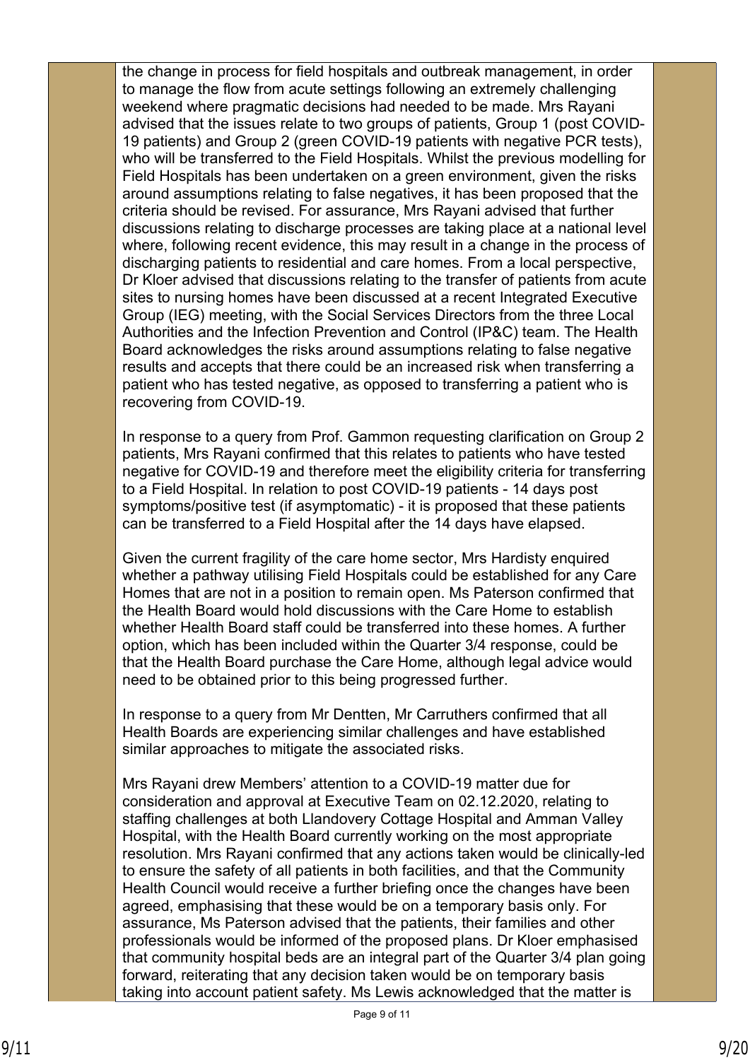the change in process for field hospitals and outbreak management, in order to manage the flow from acute settings following an extremely challenging weekend where pragmatic decisions had needed to be made. Mrs Rayani advised that the issues relate to two groups of patients, Group 1 (post COVID-19 patients) and Group 2 (green COVID-19 patients with negative PCR tests), who will be transferred to the Field Hospitals. Whilst the previous modelling for Field Hospitals has been undertaken on a green environment, given the risks around assumptions relating to false negatives, it has been proposed that the criteria should be revised. For assurance, Mrs Rayani advised that further discussions relating to discharge processes are taking place at a national level where, following recent evidence, this may result in a change in the process of discharging patients to residential and care homes. From a local perspective, Dr Kloer advised that discussions relating to the transfer of patients from acute sites to nursing homes have been discussed at a recent Integrated Executive Group (IEG) meeting, with the Social Services Directors from the three Local Authorities and the Infection Prevention and Control (IP&C) team. The Health Board acknowledges the risks around assumptions relating to false negative results and accepts that there could be an increased risk when transferring a patient who has tested negative, as opposed to transferring a patient who is recovering from COVID-19.

In response to a query from Prof. Gammon requesting clarification on Group 2 patients, Mrs Rayani confirmed that this relates to patients who have tested negative for COVID-19 and therefore meet the eligibility criteria for transferring to a Field Hospital. In relation to post COVID-19 patients - 14 days post symptoms/positive test (if asymptomatic) - it is proposed that these patients can be transferred to a Field Hospital after the 14 days have elapsed.

Given the current fragility of the care home sector, Mrs Hardisty enquired whether a pathway utilising Field Hospitals could be established for any Care Homes that are not in a position to remain open. Ms Paterson confirmed that the Health Board would hold discussions with the Care Home to establish whether Health Board staff could be transferred into these homes. A further option, which has been included within the Quarter 3/4 response, could be that the Health Board purchase the Care Home, although legal advice would need to be obtained prior to this being progressed further.

In response to a query from Mr Dentten, Mr Carruthers confirmed that all Health Boards are experiencing similar challenges and have established similar approaches to mitigate the associated risks.

Mrs Rayani drew Members' attention to a COVID-19 matter due for consideration and approval at Executive Team on 02.12.2020, relating to staffing challenges at both Llandovery Cottage Hospital and Amman Valley Hospital, with the Health Board currently working on the most appropriate resolution. Mrs Rayani confirmed that any actions taken would be clinically-led to ensure the safety of all patients in both facilities, and that the Community Health Council would receive a further briefing once the changes have been agreed, emphasising that these would be on a temporary basis only. For assurance, Ms Paterson advised that the patients, their families and other professionals would be informed of the proposed plans. Dr Kloer emphasised that community hospital beds are an integral part of the Quarter 3/4 plan going forward, reiterating that any decision taken would be on temporary basis taking into account patient safety. Ms Lewis acknowledged that the matter is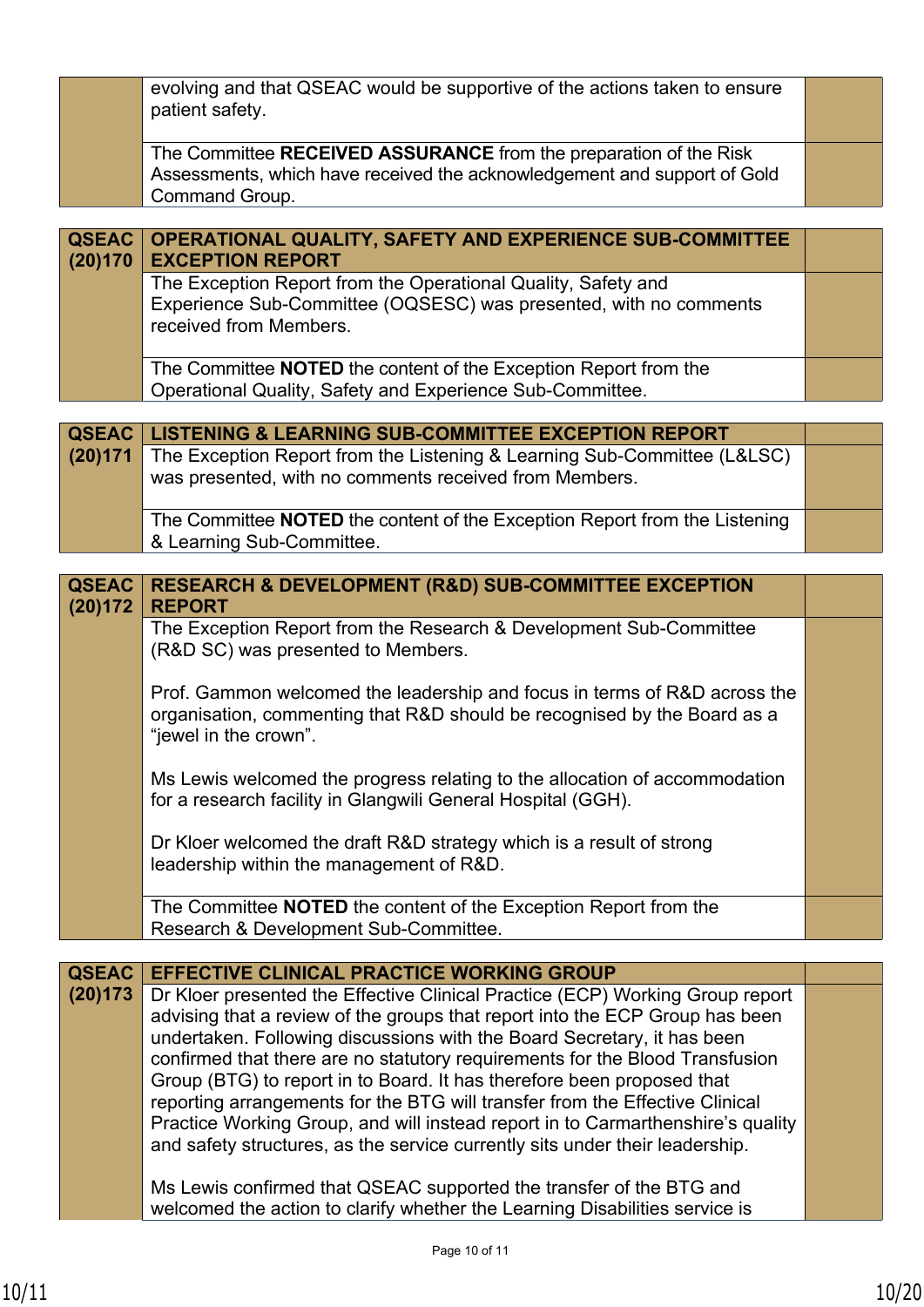| | | |
|---|---|---|
| | evolving and that QSEAC would be supportive of the actions taken to ensure patient safety. | |
| | The Committee **RECEIVED ASSURANCE** from the preparation of the Risk Assessments, which have received the acknowledgement and support of Gold Command Group. | |

| | | |
|---|---|---|
| **QSEAC (20)170** | **OPERATIONAL QUALITY, SAFETY AND EXPERIENCE SUB-COMMITTEE EXCEPTION REPORT** | |
| | The Exception Report from the Operational Quality, Safety and Experience Sub-Committee (OQSESC) was presented, with no comments received from Members. | |
| | The Committee **NOTED** the content of the Exception Report from the Operational Quality, Safety and Experience Sub-Committee. | |

| | | |
|---|---|---|
| **QSEAC (20)171** | **LISTENING & LEARNING SUB-COMMITTEE EXCEPTION REPORT** | |
| | The Exception Report from the Listening & Learning Sub-Committee (L&LSC) was presented, with no comments received from Members. | |
| | The Committee **NOTED** the content of the Exception Report from the Listening & Learning Sub-Committee. | |

| | | |
|---|---|---|
| **QSEAC (20)172** | **RESEARCH & DEVELOPMENT (R&D) SUB-COMMITTEE EXCEPTION REPORT** | |
| | The Exception Report from the Research & Development Sub-Committee (R&D SC) was presented to Members.<br><br>Prof. Gammon welcomed the leadership and focus in terms of R&D across the organisation, commenting that R&D should be recognised by the Board as a "jewel in the crown".<br><br>Ms Lewis welcomed the progress relating to the allocation of accommodation for a research facility in Glangwili General Hospital (GGH).<br><br>Dr Kloer welcomed the draft R&D strategy which is a result of strong leadership within the management of R&D. | |
| | The Committee **NOTED** the content of the Exception Report from the Research & Development Sub-Committee. | |

| | | |
|---|---|---|
| **QSEAC (20)173** | **EFFECTIVE CLINICAL PRACTICE WORKING GROUP** | |
| | Dr Kloer presented the Effective Clinical Practice (ECP) Working Group report advising that a review of the groups that report into the ECP Group has been undertaken. Following discussions with the Board Secretary, it has been confirmed that there are no statutory requirements for the Blood Transfusion Group (BTG) to report in to Board. It has therefore been proposed that reporting arrangements for the BTG will transfer from the Effective Clinical Practice Working Group, and will instead report in to Carmarthenshire's quality and safety structures, as the service currently sits under their leadership.<br><br>Ms Lewis confirmed that QSEAC supported the transfer of the BTG and welcomed the action to clarify whether the Learning Disabilities service is | |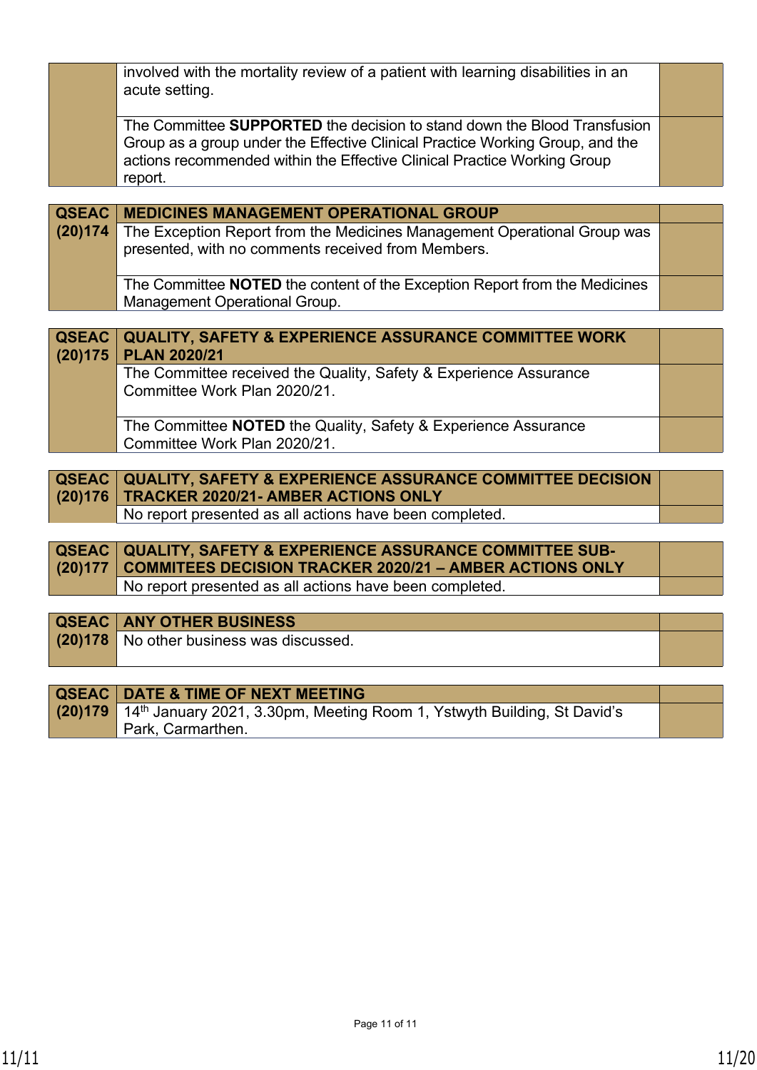| | | |
|---|---|---|
| | involved with the mortality review of a patient with learning disabilities in an acute setting. | |
| | The Committee **SUPPORTED** the decision to stand down the Blood Transfusion Group as a group under the Effective Clinical Practice Working Group, and the actions recommended within the Effective Clinical Practice Working Group report. | |

| | | |
|---|---|---|
| **QSEAC (20)174** | **MEDICINES MANAGEMENT OPERATIONAL GROUP** | |
| | The Exception Report from the Medicines Management Operational Group was presented, with no comments received from Members. | |
| | The Committee **NOTED** the content of the Exception Report from the Medicines Management Operational Group. | |

| | | |
|---|---|---|
| **QSEAC (20)175** | **QUALITY, SAFETY & EXPERIENCE ASSURANCE COMMITTEE WORK PLAN 2020/21** | |
| | The Committee received the Quality, Safety & Experience Assurance Committee Work Plan 2020/21. | |
| | The Committee **NOTED** the Quality, Safety & Experience Assurance Committee Work Plan 2020/21. | |

| | | |
|---|---|---|
| **QSEAC (20)176** | **QUALITY, SAFETY & EXPERIENCE ASSURANCE COMMITTEE DECISION TRACKER 2020/21- AMBER ACTIONS ONLY** | |
| | No report presented as all actions have been completed. | |

| | | |
|---|---|---|
| **QSEAC (20)177** | **QUALITY, SAFETY & EXPERIENCE ASSURANCE COMMITTEE SUB-COMMITEES DECISION TRACKER 2020/21 – AMBER ACTIONS ONLY** | |
| | No report presented as all actions have been completed. | |

| | | |
|---|---|---|
| **QSEAC (20)178** | **ANY OTHER BUSINESS** | |
| | No other business was discussed. | |

| | | |
|---|---|---|
| **QSEAC (20)179** | **DATE & TIME OF NEXT MEETING** | |
| | 14th January 2021, 3.30pm, Meeting Room 1, Ystwyth Building, St David's Park, Carmarthen. | |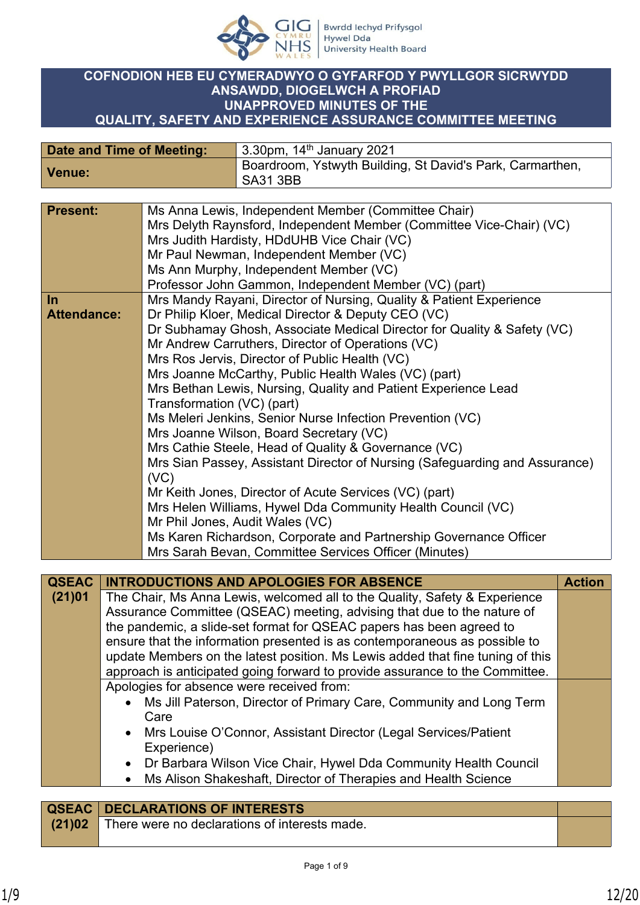**COFNODION HEB EU CYMERADWYO O GYFARFOD Y PWYLLGOR SICRWYDD ANSAWDD, DIOGELWCH A PROFIAD**
**UNAPPROVED MINUTES OF THE QUALITY, SAFETY AND EXPERIENCE ASSURANCE COMMITTEE MEETING**

| Date and Time of Meeting: | 3.30pm, 14th January 2021 |
|---|---|
| Venue: | Boardroom, Ystwyth Building, St David's Park, Carmarthen, SA31 3BB |

| Present: | Ms Anna Lewis, Independent Member (Committee Chair)<br>Mrs Delyth Raynsford, Independent Member (Committee Vice-Chair) (VC)<br>Mrs Judith Hardisty, HDdUHB Vice Chair (VC)<br>Mr Paul Newman, Independent Member (VC)<br>Ms Ann Murphy, Independent Member (VC)<br>Professor John Gammon, Independent Member (VC) (part) |
|---|---|
| In Attendance: | Mrs Mandy Rayani, Director of Nursing, Quality & Patient Experience<br>Dr Philip Kloer, Medical Director & Deputy CEO (VC)<br>Dr Subhamay Ghosh, Associate Medical Director for Quality & Safety (VC)<br>Mr Andrew Carruthers, Director of Operations (VC)<br>Mrs Ros Jervis, Director of Public Health (VC)<br>Mrs Joanne McCarthy, Public Health Wales (VC) (part)<br>Mrs Bethan Lewis, Nursing, Quality and Patient Experience Lead Transformation (VC) (part)<br>Ms Meleri Jenkins, Senior Nurse Infection Prevention (VC)<br>Mrs Joanne Wilson, Board Secretary (VC)<br>Mrs Cathie Steele, Head of Quality & Governance (VC)<br>Mrs Sian Passey, Assistant Director of Nursing (Safeguarding and Assurance) (VC)<br>Mr Keith Jones, Director of Acute Services (VC) (part)<br>Mrs Helen Williams, Hywel Dda Community Health Council (VC)<br>Mr Phil Jones, Audit Wales (VC)<br>Ms Karen Richardson, Corporate and Partnership Governance Officer<br>Mrs Sarah Bevan, Committee Services Officer (Minutes) |

| QSEAC (21)01 | INTRODUCTIONS AND APOLOGIES FOR ABSENCE | Action |
|---|---|---|
| | The Chair, Ms Anna Lewis, welcomed all to the Quality, Safety & Experience Assurance Committee (QSEAC) meeting, advising that due to the nature of the pandemic, a slide-set format for QSEAC papers has been agreed to ensure that the information presented is as contemporaneous as possible to update Members on the latest position. Ms Lewis added that fine tuning of this approach is anticipated going forward to provide assurance to the Committee. | |
| | Apologies for absence were received from:<br>• Ms Jill Paterson, Director of Primary Care, Community and Long Term Care<br>• Mrs Louise O'Connor, Assistant Director (Legal Services/Patient Experience)<br>• Dr Barbara Wilson Vice Chair, Hywel Dda Community Health Council<br>• Ms Alison Shakeshaft, Director of Therapies and Health Science | |

| QSEAC (21)02 | DECLARATIONS OF INTERESTS | |
|---|---|---|
| | There were no declarations of interests made. | |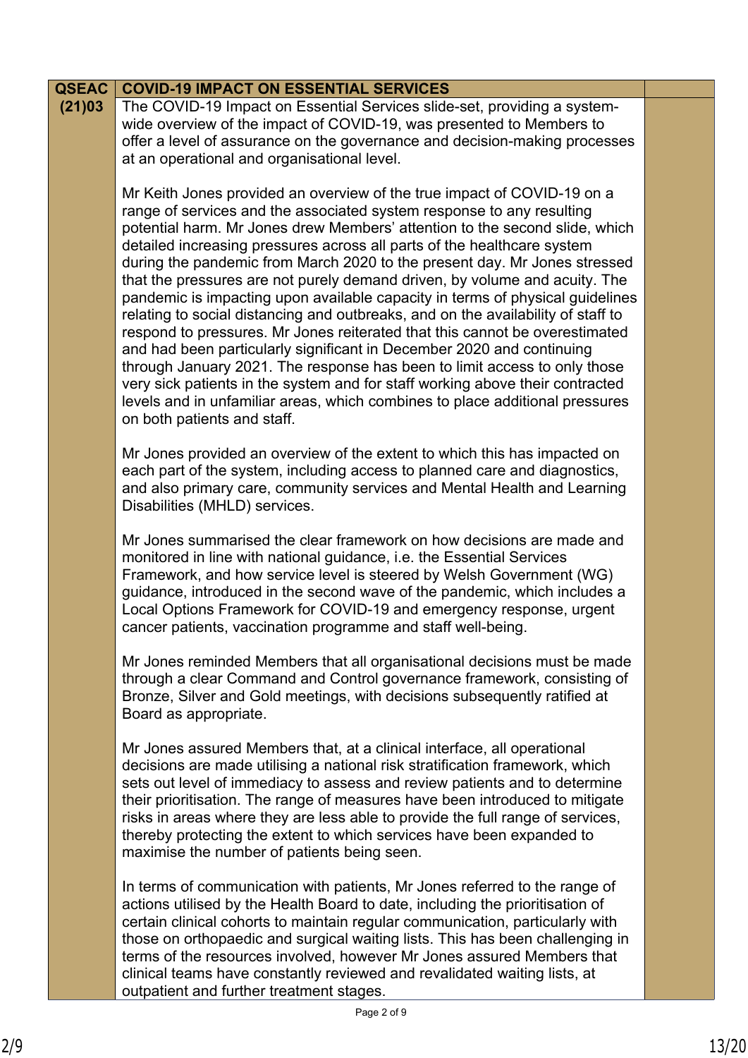| QSEAC (21)03 | COVID-19 IMPACT ON ESSENTIAL SERVICES | |
|---|---|---|
| | The COVID-19 Impact on Essential Services slide-set, providing a system-wide overview of the impact of COVID-19, was presented to Members to offer a level of assurance on the governance and decision-making processes at an operational and organisational level.<br><br>Mr Keith Jones provided an overview of the true impact of COVID-19 on a range of services and the associated system response to any resulting potential harm. Mr Jones drew Members' attention to the second slide, which detailed increasing pressures across all parts of the healthcare system during the pandemic from March 2020 to the present day. Mr Jones stressed that the pressures are not purely demand driven, by volume and acuity. The pandemic is impacting upon available capacity in terms of physical guidelines relating to social distancing and outbreaks, and on the availability of staff to respond to pressures. Mr Jones reiterated that this cannot be overestimated and had been particularly significant in December 2020 and continuing through January 2021. The response has been to limit access to only those very sick patients in the system and for staff working above their contracted levels and in unfamiliar areas, which combines to place additional pressures on both patients and staff.<br><br>Mr Jones provided an overview of the extent to which this has impacted on each part of the system, including access to planned care and diagnostics, and also primary care, community services and Mental Health and Learning Disabilities (MHLD) services.<br><br>Mr Jones summarised the clear framework on how decisions are made and monitored in line with national guidance, i.e. the Essential Services Framework, and how service level is steered by Welsh Government (WG) guidance, introduced in the second wave of the pandemic, which includes a Local Options Framework for COVID-19 and emergency response, urgent cancer patients, vaccination programme and staff well-being.<br><br>Mr Jones reminded Members that all organisational decisions must be made through a clear Command and Control governance framework, consisting of Bronze, Silver and Gold meetings, with decisions subsequently ratified at Board as appropriate.<br><br>Mr Jones assured Members that, at a clinical interface, all operational decisions are made utilising a national risk stratification framework, which sets out level of immediacy to assess and review patients and to determine their prioritisation. The range of measures have been introduced to mitigate risks in areas where they are less able to provide the full range of services, thereby protecting the extent to which services have been expanded to maximise the number of patients being seen.<br><br>In terms of communication with patients, Mr Jones referred to the range of actions utilised by the Health Board to date, including the prioritisation of certain clinical cohorts to maintain regular communication, particularly with those on orthopaedic and surgical waiting lists. This has been challenging in terms of the resources involved, however Mr Jones assured Members that clinical teams have constantly reviewed and revalidated waiting lists, at outpatient and further treatment stages. | |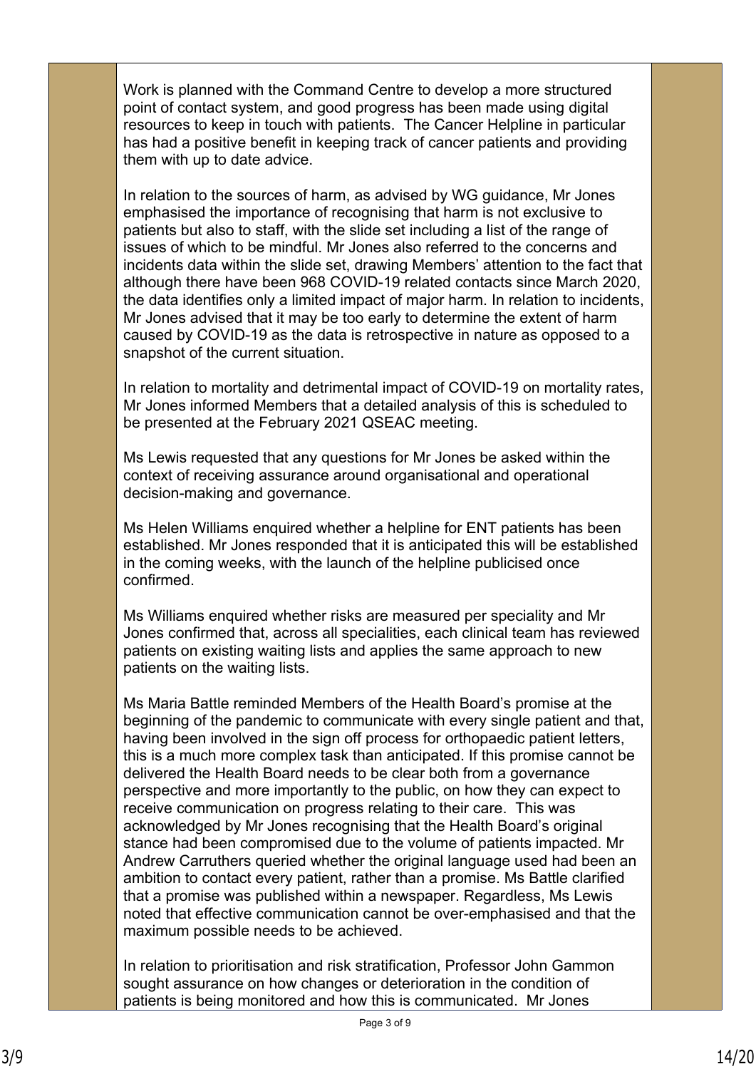Work is planned with the Command Centre to develop a more structured point of contact system, and good progress has been made using digital resources to keep in touch with patients. The Cancer Helpline in particular has had a positive benefit in keeping track of cancer patients and providing them with up to date advice.

In relation to the sources of harm, as advised by WG guidance, Mr Jones emphasised the importance of recognising that harm is not exclusive to patients but also to staff, with the slide set including a list of the range of issues of which to be mindful. Mr Jones also referred to the concerns and incidents data within the slide set, drawing Members' attention to the fact that although there have been 968 COVID-19 related contacts since March 2020, the data identifies only a limited impact of major harm. In relation to incidents, Mr Jones advised that it may be too early to determine the extent of harm caused by COVID-19 as the data is retrospective in nature as opposed to a snapshot of the current situation.

In relation to mortality and detrimental impact of COVID-19 on mortality rates, Mr Jones informed Members that a detailed analysis of this is scheduled to be presented at the February 2021 QSEAC meeting.

Ms Lewis requested that any questions for Mr Jones be asked within the context of receiving assurance around organisational and operational decision-making and governance.

Ms Helen Williams enquired whether a helpline for ENT patients has been established. Mr Jones responded that it is anticipated this will be established in the coming weeks, with the launch of the helpline publicised once confirmed.

Ms Williams enquired whether risks are measured per speciality and Mr Jones confirmed that, across all specialities, each clinical team has reviewed patients on existing waiting lists and applies the same approach to new patients on the waiting lists.

Ms Maria Battle reminded Members of the Health Board's promise at the beginning of the pandemic to communicate with every single patient and that, having been involved in the sign off process for orthopaedic patient letters, this is a much more complex task than anticipated. If this promise cannot be delivered the Health Board needs to be clear both from a governance perspective and more importantly to the public, on how they can expect to receive communication on progress relating to their care. This was acknowledged by Mr Jones recognising that the Health Board's original stance had been compromised due to the volume of patients impacted. Mr Andrew Carruthers queried whether the original language used had been an ambition to contact every patient, rather than a promise. Ms Battle clarified that a promise was published within a newspaper. Regardless, Ms Lewis noted that effective communication cannot be over-emphasised and that the maximum possible needs to be achieved.

In relation to prioritisation and risk stratification, Professor John Gammon sought assurance on how changes or deterioration in the condition of patients is being monitored and how this is communicated. Mr Jones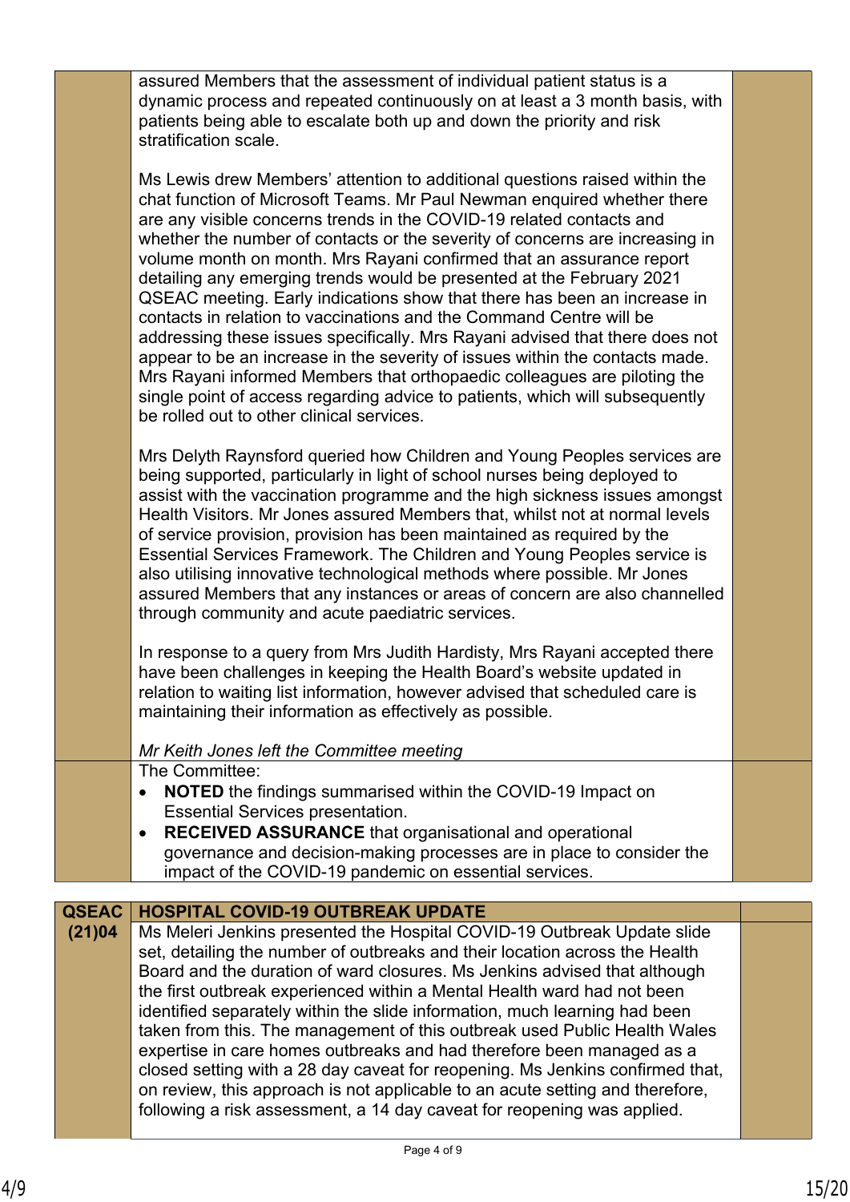| | | |
|---|---|---|
| | assured Members that the assessment of individual patient status is a dynamic process and repeated continuously on at least a 3 month basis, with patients being able to escalate both up and down the priority and risk stratification scale.<br><br>Ms Lewis drew Members' attention to additional questions raised within the chat function of Microsoft Teams. Mr Paul Newman enquired whether there are any visible concerns trends in the COVID-19 related contacts and whether the number of contacts or the severity of concerns are increasing in volume month on month. Mrs Rayani confirmed that an assurance report detailing any emerging trends would be presented at the February 2021 QSEAC meeting. Early indications show that there has been an increase in contacts in relation to vaccinations and the Command Centre will be addressing these issues specifically. Mrs Rayani advised that there does not appear to be an increase in the severity of issues within the contacts made. Mrs Rayani informed Members that orthopaedic colleagues are piloting the single point of access regarding advice to patients, which will subsequently be rolled out to other clinical services.<br><br>Mrs Delyth Raynsford queried how Children and Young Peoples services are being supported, particularly in light of school nurses being deployed to assist with the vaccination programme and the high sickness issues amongst Health Visitors. Mr Jones assured Members that, whilst not at normal levels of service provision, provision has been maintained as required by the Essential Services Framework. The Children and Young Peoples service is also utilising innovative technological methods where possible. Mr Jones assured Members that any instances or areas of concern are also channelled through community and acute paediatric services.<br><br>In response to a query from Mrs Judith Hardisty, Mrs Rayani accepted there have been challenges in keeping the Health Board's website updated in relation to waiting list information, however advised that scheduled care is maintaining their information as effectively as possible.<br><br>*Mr Keith Jones left the Committee meeting* | |
| | The Committee:<br>• **NOTED** the findings summarised within the COVID-19 Impact on Essential Services presentation.<br>• **RECEIVED ASSURANCE** that organisational and operational governance and decision-making processes are in place to consider the impact of the COVID-19 pandemic on essential services. | |

| | | |
|---|---|---|
| **QSEAC (21)04** | **HOSPITAL COVID-19 OUTBREAK UPDATE** | |
| | Ms Meleri Jenkins presented the Hospital COVID-19 Outbreak Update slide set, detailing the number of outbreaks and their location across the Health Board and the duration of ward closures. Ms Jenkins advised that although the first outbreak experienced within a Mental Health ward had not been identified separately within the slide information, much learning had been taken from this. The management of this outbreak used Public Health Wales expertise in care homes outbreaks and had therefore been managed as a closed setting with a 28 day caveat for reopening. Ms Jenkins confirmed that, on review, this approach is not applicable to an acute setting and therefore, following a risk assessment, a 14 day caveat for reopening was applied. | |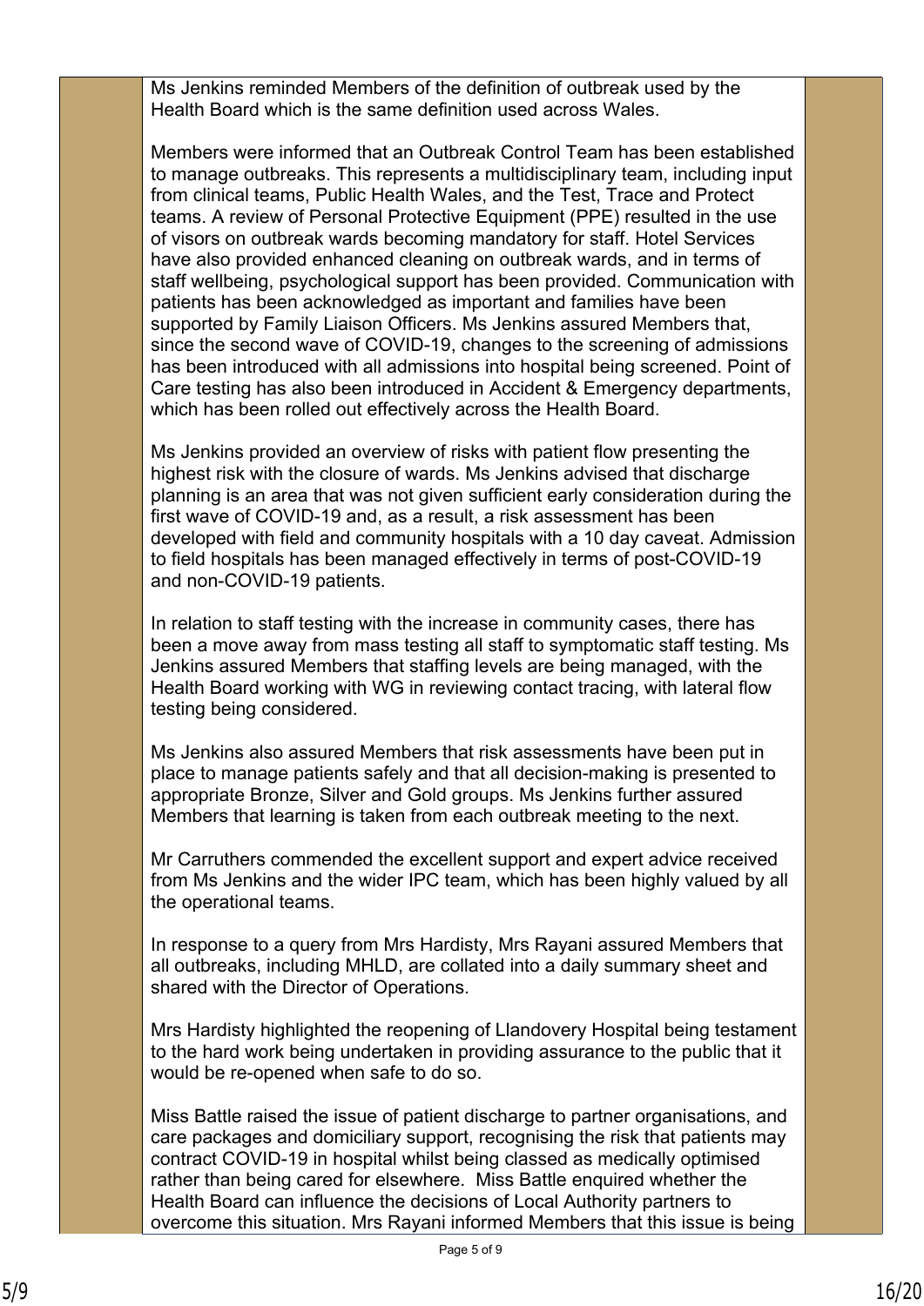Ms Jenkins reminded Members of the definition of outbreak used by the Health Board which is the same definition used across Wales.

Members were informed that an Outbreak Control Team has been established to manage outbreaks. This represents a multidisciplinary team, including input from clinical teams, Public Health Wales, and the Test, Trace and Protect teams. A review of Personal Protective Equipment (PPE) resulted in the use of visors on outbreak wards becoming mandatory for staff. Hotel Services have also provided enhanced cleaning on outbreak wards, and in terms of staff wellbeing, psychological support has been provided. Communication with patients has been acknowledged as important and families have been supported by Family Liaison Officers. Ms Jenkins assured Members that, since the second wave of COVID-19, changes to the screening of admissions has been introduced with all admissions into hospital being screened. Point of Care testing has also been introduced in Accident & Emergency departments, which has been rolled out effectively across the Health Board.

Ms Jenkins provided an overview of risks with patient flow presenting the highest risk with the closure of wards. Ms Jenkins advised that discharge planning is an area that was not given sufficient early consideration during the first wave of COVID-19 and, as a result, a risk assessment has been developed with field and community hospitals with a 10 day caveat. Admission to field hospitals has been managed effectively in terms of post-COVID-19 and non-COVID-19 patients.

In relation to staff testing with the increase in community cases, there has been a move away from mass testing all staff to symptomatic staff testing. Ms Jenkins assured Members that staffing levels are being managed, with the Health Board working with WG in reviewing contact tracing, with lateral flow testing being considered.

Ms Jenkins also assured Members that risk assessments have been put in place to manage patients safely and that all decision-making is presented to appropriate Bronze, Silver and Gold groups. Ms Jenkins further assured Members that learning is taken from each outbreak meeting to the next.

Mr Carruthers commended the excellent support and expert advice received from Ms Jenkins and the wider IPC team, which has been highly valued by all the operational teams.

In response to a query from Mrs Hardisty, Mrs Rayani assured Members that all outbreaks, including MHLD, are collated into a daily summary sheet and shared with the Director of Operations.

Mrs Hardisty highlighted the reopening of Llandovery Hospital being testament to the hard work being undertaken in providing assurance to the public that it would be re-opened when safe to do so.

Miss Battle raised the issue of patient discharge to partner organisations, and care packages and domiciliary support, recognising the risk that patients may contract COVID-19 in hospital whilst being classed as medically optimised rather than being cared for elsewhere. Miss Battle enquired whether the Health Board can influence the decisions of Local Authority partners to overcome this situation. Mrs Rayani informed Members that this issue is being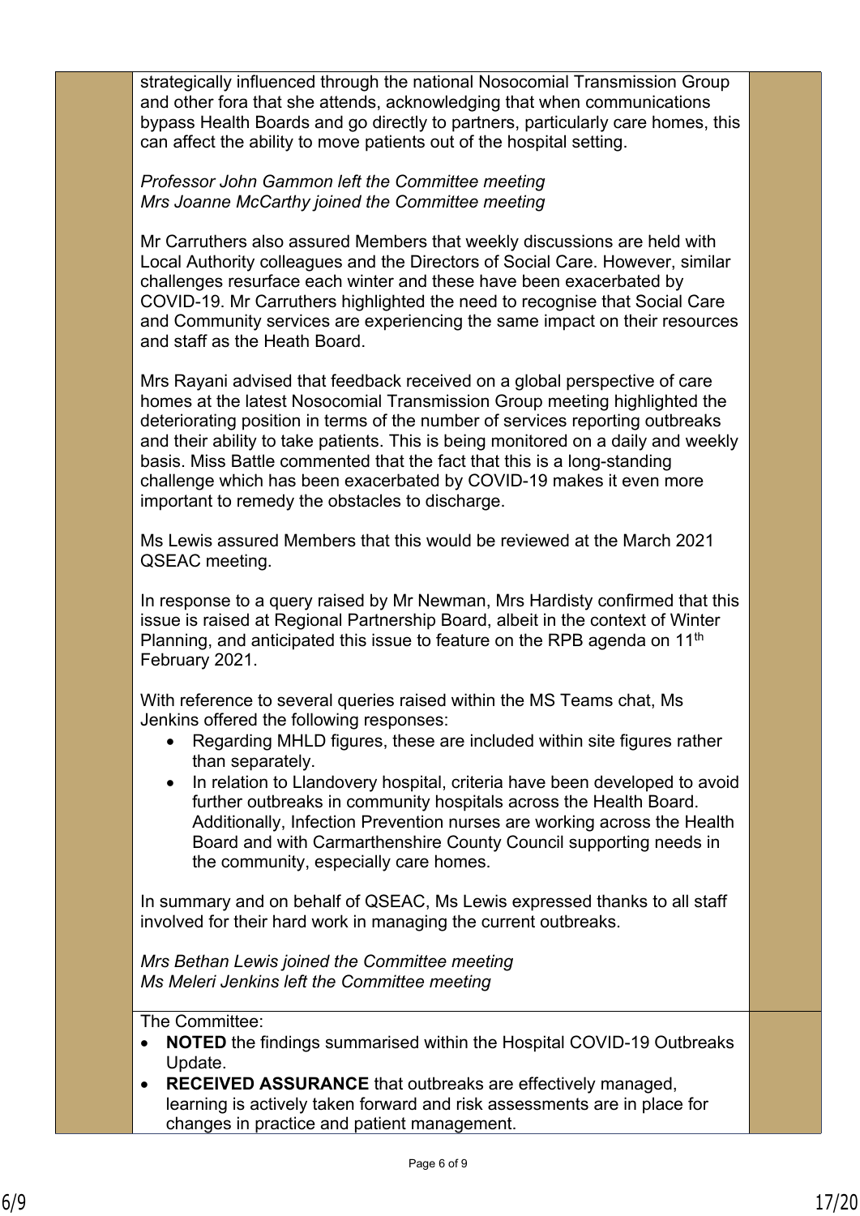strategically influenced through the national Nosocomial Transmission Group and other fora that she attends, acknowledging that when communications bypass Health Boards and go directly to partners, particularly care homes, this can affect the ability to move patients out of the hospital setting.

*Professor John Gammon left the Committee meeting*
*Mrs Joanne McCarthy joined the Committee meeting*

Mr Carruthers also assured Members that weekly discussions are held with Local Authority colleagues and the Directors of Social Care. However, similar challenges resurface each winter and these have been exacerbated by COVID-19. Mr Carruthers highlighted the need to recognise that Social Care and Community services are experiencing the same impact on their resources and staff as the Heath Board.

Mrs Rayani advised that feedback received on a global perspective of care homes at the latest Nosocomial Transmission Group meeting highlighted the deteriorating position in terms of the number of services reporting outbreaks and their ability to take patients. This is being monitored on a daily and weekly basis. Miss Battle commented that the fact that this is a long-standing challenge which has been exacerbated by COVID-19 makes it even more important to remedy the obstacles to discharge.

Ms Lewis assured Members that this would be reviewed at the March 2021 QSEAC meeting.

In response to a query raised by Mr Newman, Mrs Hardisty confirmed that this issue is raised at Regional Partnership Board, albeit in the context of Winter Planning, and anticipated this issue to feature on the RPB agenda on 11th February 2021.

With reference to several queries raised within the MS Teams chat, Ms Jenkins offered the following responses:

- Regarding MHLD figures, these are included within site figures rather than separately.
- In relation to Llandovery hospital, criteria have been developed to avoid further outbreaks in community hospitals across the Health Board. Additionally, Infection Prevention nurses are working across the Health Board and with Carmarthenshire County Council supporting needs in the community, especially care homes.

In summary and on behalf of QSEAC, Ms Lewis expressed thanks to all staff involved for their hard work in managing the current outbreaks.

*Mrs Bethan Lewis joined the Committee meeting*
*Ms Meleri Jenkins left the Committee meeting*

The Committee:

- **NOTED** the findings summarised within the Hospital COVID-19 Outbreaks Update.
- **RECEIVED ASSURANCE** that outbreaks are effectively managed, learning is actively taken forward and risk assessments are in place for changes in practice and patient management.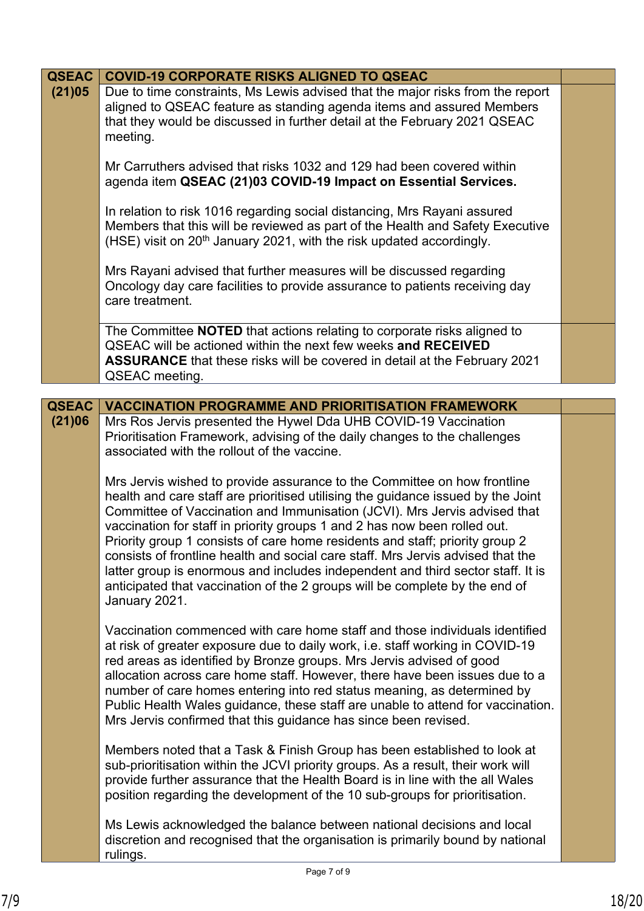| QSEAC (21)05 | COVID-19 CORPORATE RISKS ALIGNED TO QSEAC | |
|---|---|---|
| | Due to time constraints, Ms Lewis advised that the major risks from the report aligned to QSEAC feature as standing agenda items and assured Members that they would be discussed in further detail at the February 2021 QSEAC meeting.<br><br>Mr Carruthers advised that risks 1032 and 129 had been covered within agenda item **QSEAC (21)03 COVID-19 Impact on Essential Services.**<br><br>In relation to risk 1016 regarding social distancing, Mrs Rayani assured Members that this will be reviewed as part of the Health and Safety Executive (HSE) visit on 20th January 2021, with the risk updated accordingly.<br><br>Mrs Rayani advised that further measures will be discussed regarding Oncology day care facilities to provide assurance to patients receiving day care treatment. | |
| | The Committee **NOTED** that actions relating to corporate risks aligned to QSEAC will be actioned within the next few weeks **and RECEIVED ASSURANCE** that these risks will be covered in detail at the February 2021 QSEAC meeting. | |

| QSEAC (21)06 | VACCINATION PROGRAMME AND PRIORITISATION FRAMEWORK | |
|---|---|---|
| | Mrs Ros Jervis presented the Hywel Dda UHB COVID-19 Vaccination Prioritisation Framework, advising of the daily changes to the challenges associated with the rollout of the vaccine.<br><br>Mrs Jervis wished to provide assurance to the Committee on how frontline health and care staff are prioritised utilising the guidance issued by the Joint Committee of Vaccination and Immunisation (JCVI). Mrs Jervis advised that vaccination for staff in priority groups 1 and 2 has now been rolled out. Priority group 1 consists of care home residents and staff; priority group 2 consists of frontline health and social care staff. Mrs Jervis advised that the latter group is enormous and includes independent and third sector staff. It is anticipated that vaccination of the 2 groups will be complete by the end of January 2021.<br><br>Vaccination commenced with care home staff and those individuals identified at risk of greater exposure due to daily work, i.e. staff working in COVID-19 red areas as identified by Bronze groups. Mrs Jervis advised of good allocation across care home staff. However, there have been issues due to a number of care homes entering into red status meaning, as determined by Public Health Wales guidance, these staff are unable to attend for vaccination. Mrs Jervis confirmed that this guidance has since been revised.<br><br>Members noted that a Task & Finish Group has been established to look at sub-prioritisation within the JCVI priority groups. As a result, their work will provide further assurance that the Health Board is in line with the all Wales position regarding the development of the 10 sub-groups for prioritisation.<br><br>Ms Lewis acknowledged the balance between national decisions and local discretion and recognised that the organisation is primarily bound by national rulings. | |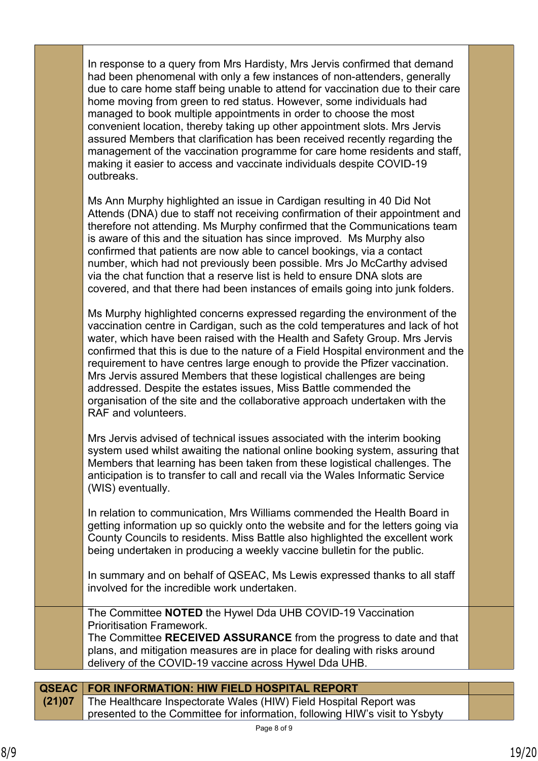| | | |
|---|---|---|
| | In response to a query from Mrs Hardisty, Mrs Jervis confirmed that demand had been phenomenal with only a few instances of non-attenders, generally due to care home staff being unable to attend for vaccination due to their care home moving from green to red status. However, some individuals had managed to book multiple appointments in order to choose the most convenient location, thereby taking up other appointment slots. Mrs Jervis assured Members that clarification has been received recently regarding the management of the vaccination programme for care home residents and staff, making it easier to access and vaccinate individuals despite COVID-19 outbreaks.<br><br>Ms Ann Murphy highlighted an issue in Cardigan resulting in 40 Did Not Attends (DNA) due to staff not receiving confirmation of their appointment and therefore not attending. Ms Murphy confirmed that the Communications team is aware of this and the situation has since improved. Ms Murphy also confirmed that patients are now able to cancel bookings, via a contact number, which had not previously been possible. Mrs Jo McCarthy advised via the chat function that a reserve list is held to ensure DNA slots are covered, and that there had been instances of emails going into junk folders.<br><br>Ms Murphy highlighted concerns expressed regarding the environment of the vaccination centre in Cardigan, such as the cold temperatures and lack of hot water, which have been raised with the Health and Safety Group. Mrs Jervis confirmed that this is due to the nature of a Field Hospital environment and the requirement to have centres large enough to provide the Pfizer vaccination. Mrs Jervis assured Members that these logistical challenges are being addressed. Despite the estates issues, Miss Battle commended the organisation of the site and the collaborative approach undertaken with the RAF and volunteers.<br><br>Mrs Jervis advised of technical issues associated with the interim booking system used whilst awaiting the national online booking system, assuring that Members that learning has been taken from these logistical challenges. The anticipation is to transfer to call and recall via the Wales Informatic Service (WIS) eventually.<br><br>In relation to communication, Mrs Williams commended the Health Board in getting information up so quickly onto the website and for the letters going via County Councils to residents. Miss Battle also highlighted the excellent work being undertaken in producing a weekly vaccine bulletin for the public.<br><br>In summary and on behalf of QSEAC, Ms Lewis expressed thanks to all staff involved for the incredible work undertaken. | |
| | The Committee **NOTED** the Hywel Dda UHB COVID-19 Vaccination Prioritisation Framework.<br>The Committee **RECEIVED ASSURANCE** from the progress to date and that plans, and mitigation measures are in place for dealing with risks around delivery of the COVID-19 vaccine across Hywel Dda UHB. | |

| | | |
|---|---|---|
| **QSEAC (21)07** | **FOR INFORMATION: HIW FIELD HOSPITAL REPORT** | |
| | The Healthcare Inspectorate Wales (HIW) Field Hospital Report was presented to the Committee for information, following HIW's visit to Ysbyty | |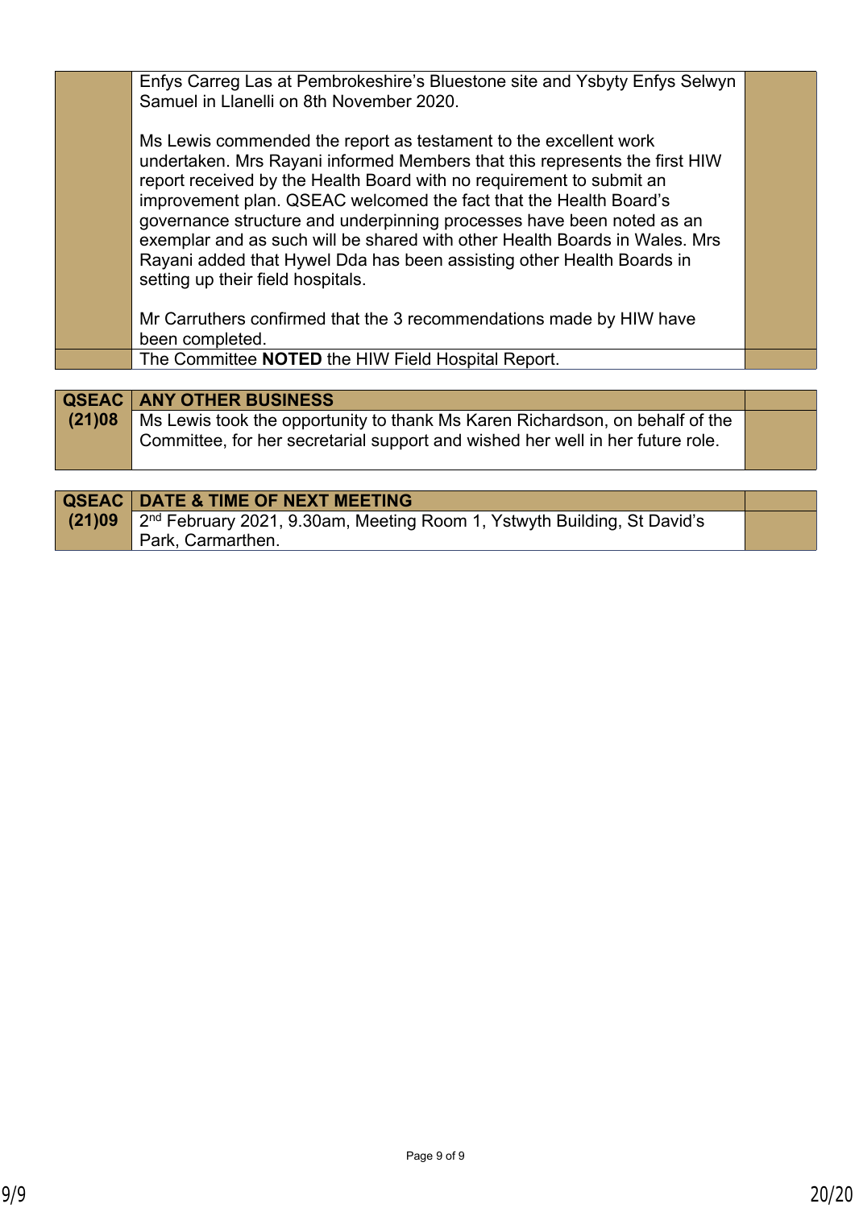| | | |
|---|---|---|
| | Enfys Carreg Las at Pembrokeshire's Bluestone site and Ysbyty Enfys Selwyn Samuel in Llanelli on 8th November 2020.<br><br>Ms Lewis commended the report as testament to the excellent work undertaken. Mrs Rayani informed Members that this represents the first HIW report received by the Health Board with no requirement to submit an improvement plan. QSEAC welcomed the fact that the Health Board's governance structure and underpinning processes have been noted as an exemplar and as such will be shared with other Health Boards in Wales. Mrs Rayani added that Hywel Dda has been assisting other Health Boards in setting up their field hospitals.<br><br>Mr Carruthers confirmed that the 3 recommendations made by HIW have been completed. | |
| | The Committee **NOTED** the HIW Field Hospital Report. | |

| | | |
|---|---|---|
| **QSEAC (21)08** | **ANY OTHER BUSINESS** | |
| | Ms Lewis took the opportunity to thank Ms Karen Richardson, on behalf of the Committee, for her secretarial support and wished her well in her future role. | |

| | | |
|---|---|---|
| **QSEAC (21)09** | **DATE & TIME OF NEXT MEETING** | |
| | 2nd February 2021, 9.30am, Meeting Room 1, Ystwyth Building, St David's Park, Carmarthen. | |